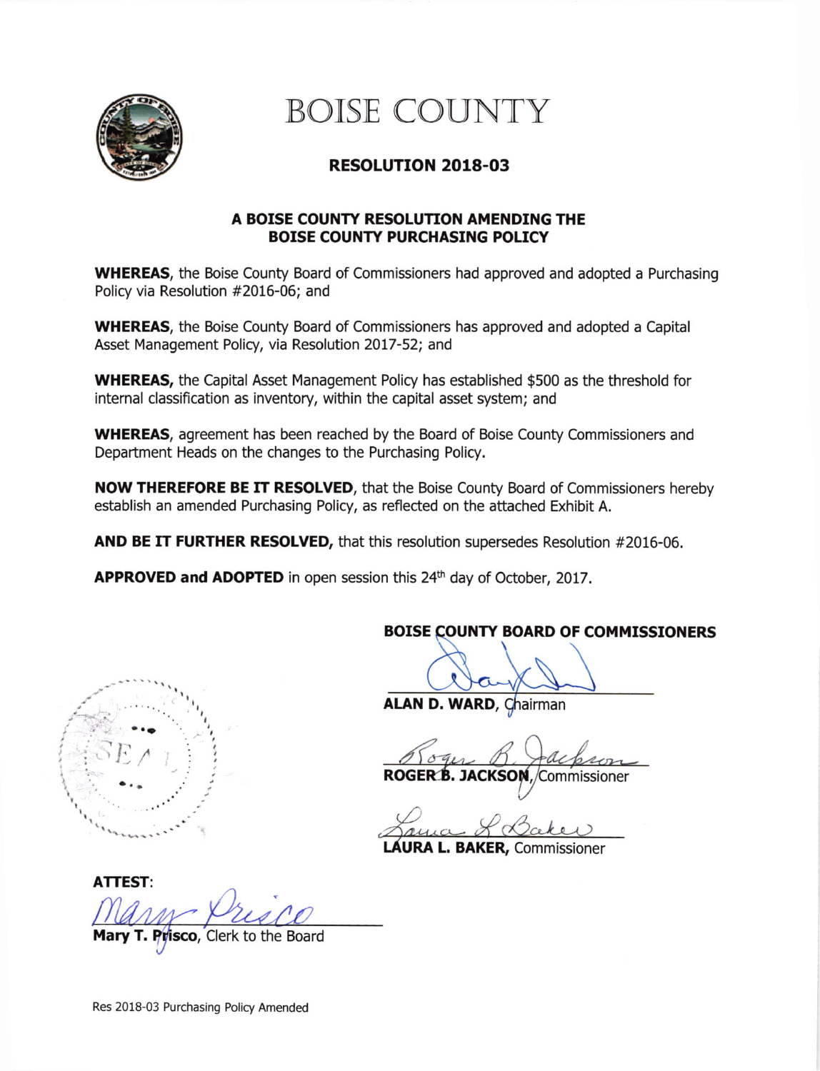# BOISE COUNTY

## RESOLUTION 2018-03

### A BOISE COUNTY RESOLUTION AMENDING THE BOISE COUNTY PURCHASING POLICY

**WHEREAS**, the Boise County Board of Commissioners had approved and adopted a Purchasing Policy via Resolution #2016-06; and

**WHEREAS**, the Boise County Board of Commissioners has approved and adopted a Capital Asset Management Policy, via Resolution 2017-52; and

**WHEREAS,** the Capital Asset Management Policy has established $500 as the threshold for internal classification as inventory, within the capital asset system; and

**WHEREAS**, agreement has been reached by the Board of Boise County Commissioners and Department Heads on the changes to the Purchasing Policy.

**NOW THEREFORE BE IT RESOLVED**, that the Boise County Board of Commissioners hereby establish an amended Purchasing Policy, as reflected on the attached Exhibit A.

**AND BE IT FURTHER RESOLVED,** that this resolution supersedes Resolution #2016-06.

**APPROVED and ADOPTED** in open session this 24th day of October, 2017.

**BOISE COUNTY BOARD OF COMMISSIONERS**

**ALAN D. WARD**, Chairman

**ROGER B. JACKSON**, Commissioner

**LAURA L. BAKER,** Commissioner

SEAL

**ATTEST**:

**Mary T. Prisco**, Clerk to the Board

Res 2018-03 Purchasing Policy Amended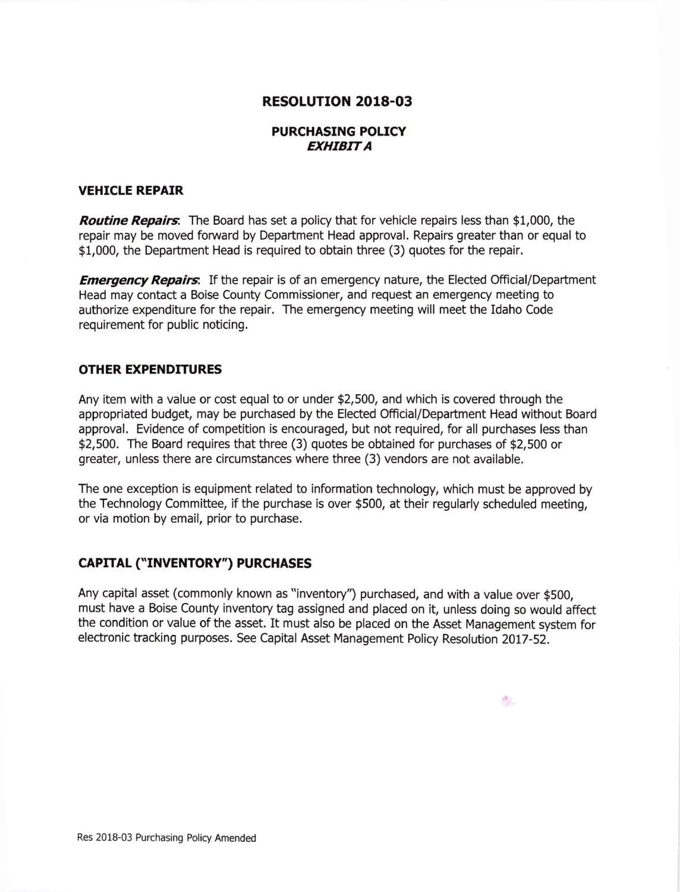# RESOLUTION 2018-03

## PURCHASING POLICY
## *EXHIBIT A*

### VEHICLE REPAIR

***Routine Repairs*:** The Board has set a policy that for vehicle repairs less than $1,000, the repair may be moved forward by Department Head approval. Repairs greater than or equal to $1,000, the Department Head is required to obtain three (3) quotes for the repair.

***Emergency Repairs*:** If the repair is of an emergency nature, the Elected Official/Department Head may contact a Boise County Commissioner, and request an emergency meeting to authorize expenditure for the repair. The emergency meeting will meet the Idaho Code requirement for public noticing.

### OTHER EXPENDITURES

Any item with a value or cost equal to or under $2,500, and which is covered through the appropriated budget, may be purchased by the Elected Official/Department Head without Board approval. Evidence of competition is encouraged, but not required, for all purchases less than $2,500. The Board requires that three (3) quotes be obtained for purchases of $2,500 or greater, unless there are circumstances where three (3) vendors are not available.

The one exception is equipment related to information technology, which must be approved by the Technology Committee, if the purchase is over $500, at their regularly scheduled meeting, or via motion by email, prior to purchase.

### CAPITAL ("INVENTORY") PURCHASES

Any capital asset (commonly known as "inventory") purchased, and with a value over $500, must have a Boise County inventory tag assigned and placed on it, unless doing so would affect the condition or value of the asset. It must also be placed on the Asset Management system for electronic tracking purposes. See Capital Asset Management Policy Resolution 2017-52.